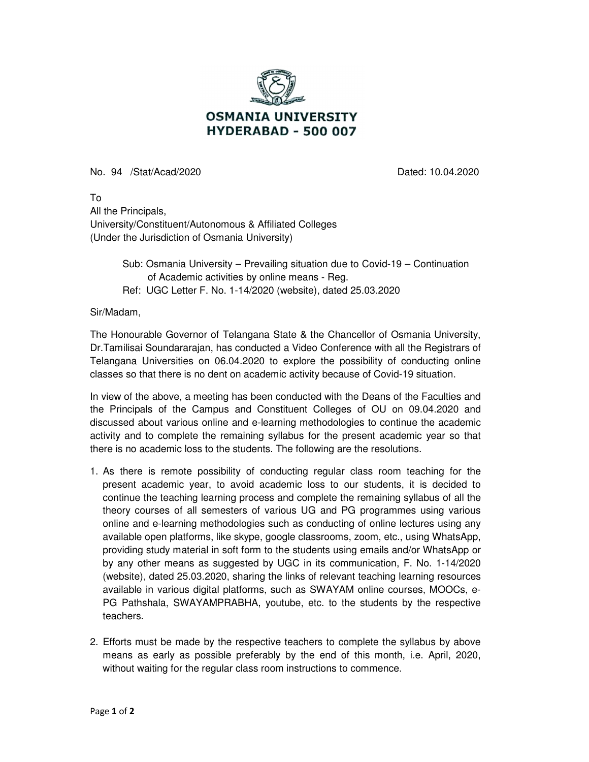# OSMANIA UNIVERSITY
## HYDERABAD - 500 007

No. 94 /Stat/Acad/2020 Dated: 10.04.2020

To
All the Principals,
University/Constituent/Autonomous & Affiliated Colleges
(Under the Jurisdiction of Osmania University)

Sub: Osmania University – Prevailing situation due to Covid-19 – Continuation of Academic activities by online means - Reg.
Ref: UGC Letter F. No. 1-14/2020 (website), dated 25.03.2020

Sir/Madam,

The Honourable Governor of Telangana State & the Chancellor of Osmania University, Dr.Tamilisai Soundararajan, has conducted a Video Conference with all the Registrars of Telangana Universities on 06.04.2020 to explore the possibility of conducting online classes so that there is no dent on academic activity because of Covid-19 situation.

In view of the above, a meeting has been conducted with the Deans of the Faculties and the Principals of the Campus and Constituent Colleges of OU on 09.04.2020 and discussed about various online and e-learning methodologies to continue the academic activity and to complete the remaining syllabus for the present academic year so that there is no academic loss to the students. The following are the resolutions.

1. As there is remote possibility of conducting regular class room teaching for the present academic year, to avoid academic loss to our students, it is decided to continue the teaching learning process and complete the remaining syllabus of all the theory courses of all semesters of various UG and PG programmes using various online and e-learning methodologies such as conducting of online lectures using any available open platforms, like skype, google classrooms, zoom, etc., using WhatsApp, providing study material in soft form to the students using emails and/or WhatsApp or by any other means as suggested by UGC in its communication, F. No. 1-14/2020 (website), dated 25.03.2020, sharing the links of relevant teaching learning resources available in various digital platforms, such as SWAYAM online courses, MOOCs, e-PG Pathshala, SWAYAMPRABHA, youtube, etc. to the students by the respective teachers.

2. Efforts must be made by the respective teachers to complete the syllabus by above means as early as possible preferably by the end of this month, i.e. April, 2020, without waiting for the regular class room instructions to commence.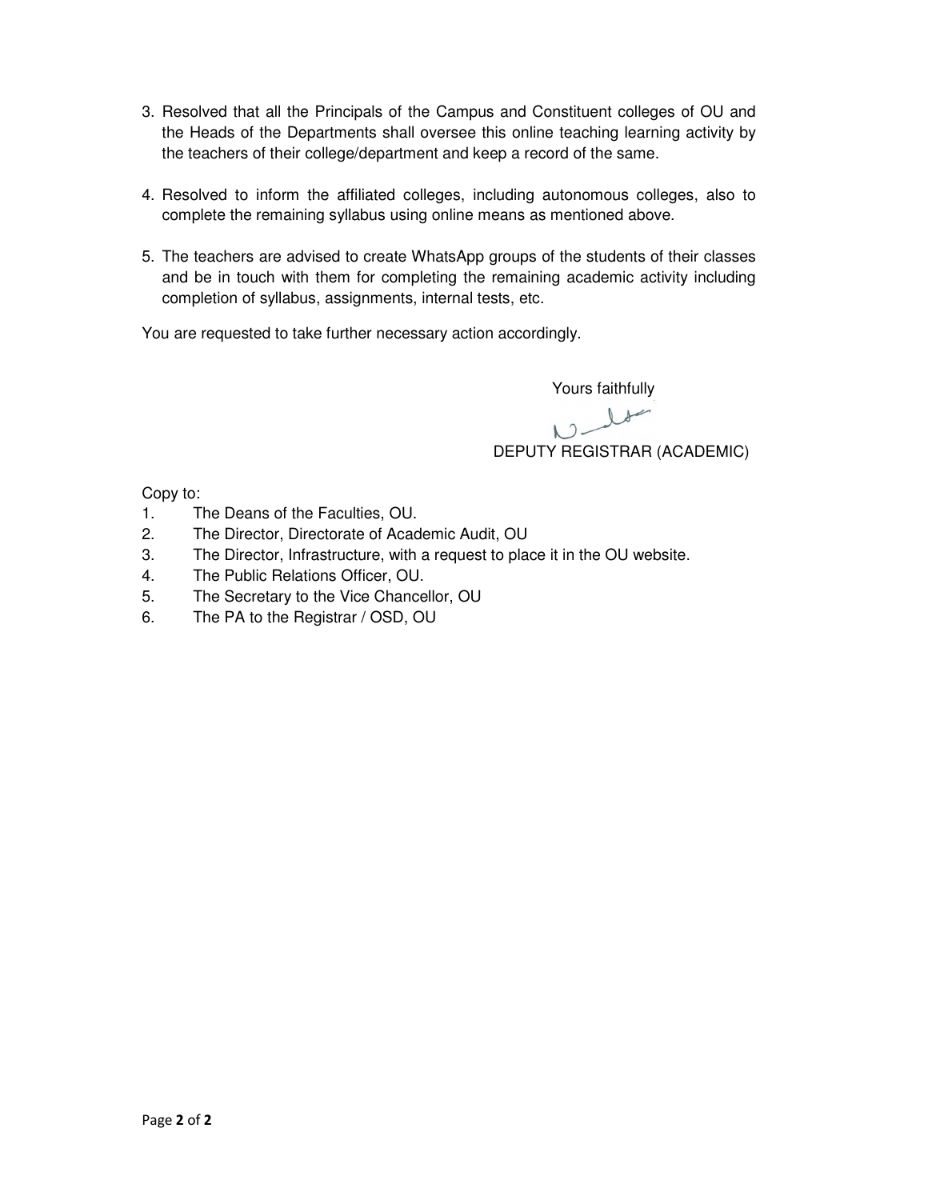3. Resolved that all the Principals of the Campus and Constituent colleges of OU and the Heads of the Departments shall oversee this online teaching learning activity by the teachers of their college/department and keep a record of the same.

4. Resolved to inform the affiliated colleges, including autonomous colleges, also to complete the remaining syllabus using online means as mentioned above.

5. The teachers are advised to create WhatsApp groups of the students of their classes and be in touch with them for completing the remaining academic activity including completion of syllabus, assignments, internal tests, etc.

You are requested to take further necessary action accordingly.

Yours faithfully

DEPUTY REGISTRAR (ACADEMIC)

Copy to:

1. The Deans of the Faculties, OU.
2. The Director, Directorate of Academic Audit, OU
3. The Director, Infrastructure, with a request to place it in the OU website.
4. The Public Relations Officer, OU.
5. The Secretary to the Vice Chancellor, OU
6. The PA to the Registrar / OSD, OU